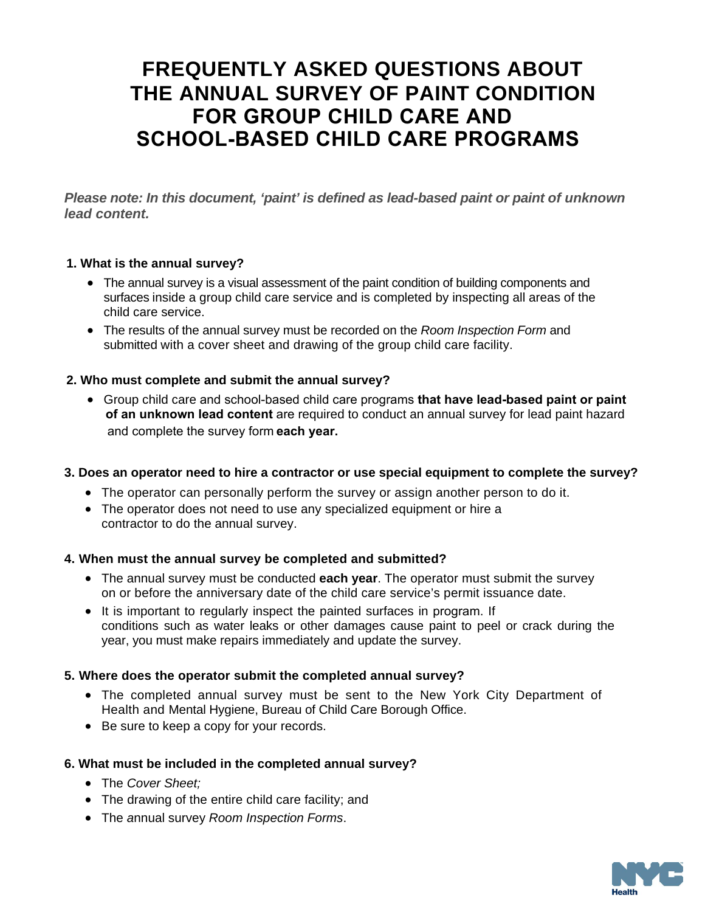# FREQUENTLY ASKED QUESTIONS ABOUT THE ANNUAL SURVEY OF PAINT CONDITION FOR GROUP CHILD CARE AND SCHOOL-BASED CHILD CARE PROGRAMS

***Please note: In this document, 'paint' is defined as lead-based paint or paint of unknown lead content.***

**1. What is the annual survey?**

- The annual survey is a visual assessment of the paint condition of building components and surfaces inside a group child care service and is completed by inspecting all areas of the child care service.
- The results of the annual survey must be recorded on the *Room Inspection Form* and submitted with a cover sheet and drawing of the group child care facility.

**2. Who must complete and submit the annual survey?**

- Group child care and school-based child care programs **that have lead-based paint or paint of an unknown lead content** are required to conduct an annual survey for lead paint hazard and complete the survey form **each year.**

**3. Does an operator need to hire a contractor or use special equipment to complete the survey?**

- The operator can personally perform the survey or assign another person to do it.
- The operator does not need to use any specialized equipment or hire a contractor to do the annual survey.

**4. When must the annual survey be completed and submitted?**

- The annual survey must be conducted **each year**. The operator must submit the survey on or before the anniversary date of the child care service's permit issuance date.
- It is important to regularly inspect the painted surfaces in program. If conditions such as water leaks or other damages cause paint to peel or crack during the year, you must make repairs immediately and update the survey.

**5. Where does the operator submit the completed annual survey?**

- The completed annual survey must be sent to the New York City Department of Health and Mental Hygiene, Bureau of Child Care Borough Office.
- Be sure to keep a copy for your records.

**6. What must be included in the completed annual survey?**

- The *Cover Sheet;*
- The drawing of the entire child care facility; and
- The annual survey *Room Inspection Forms*.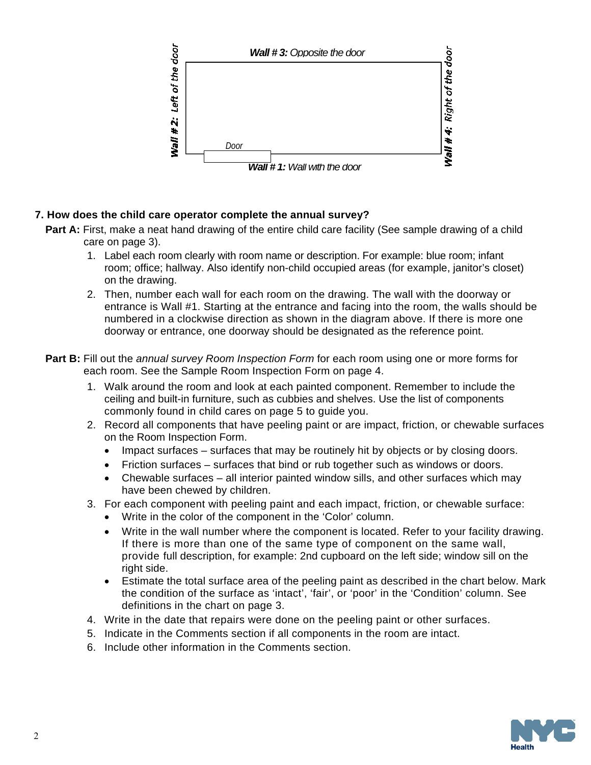**Wall # 3:** *Opposite the door*

**Wall # 2:** *Left of the door*

**Wall # 4:** *Right of the door*

*Door*

**Wall # 1:** *Wall with the door*

**7. How does the child care operator complete the annual survey?**

**Part A:** First, make a neat hand drawing of the entire child care facility (See sample drawing of a child care on page 3).

1. Label each room clearly with room name or description. For example: blue room; infant room; office; hallway. Also identify non-child occupied areas (for example, janitor's closet) on the drawing.
2. Then, number each wall for each room on the drawing. The wall with the doorway or entrance is Wall #1. Starting at the entrance and facing into the room, the walls should be numbered in a clockwise direction as shown in the diagram above. If there is more one doorway or entrance, one doorway should be designated as the reference point.

**Part B:** Fill out the *annual survey Room Inspection Form* for each room using one or more forms for each room. See the Sample Room Inspection Form on page 4.

1. Walk around the room and look at each painted component. Remember to include the ceiling and built-in furniture, such as cubbies and shelves. Use the list of components commonly found in child cares on page 5 to guide you.
2. Record all components that have peeling paint or are impact, friction, or chewable surfaces on the Room Inspection Form.
   - Impact surfaces – surfaces that may be routinely hit by objects or by closing doors.
   - Friction surfaces – surfaces that bind or rub together such as windows or doors.
   - Chewable surfaces – all interior painted window sills, and other surfaces which may have been chewed by children.
3. For each component with peeling paint and each impact, friction, or chewable surface:
   - Write in the color of the component in the 'Color' column.
   - Write in the wall number where the component is located. Refer to your facility drawing. If there is more than one of the same type of component on the same wall, provide full description, for example: 2nd cupboard on the left side; window sill on the right side.
   - Estimate the total surface area of the peeling paint as described in the chart below. Mark the condition of the surface as 'intact', 'fair', or 'poor' in the 'Condition' column. See definitions in the chart on page 3.
4. Write in the date that repairs were done on the peeling paint or other surfaces.
5. Indicate in the Comments section if all components in the room are intact.
6. Include other information in the Comments section.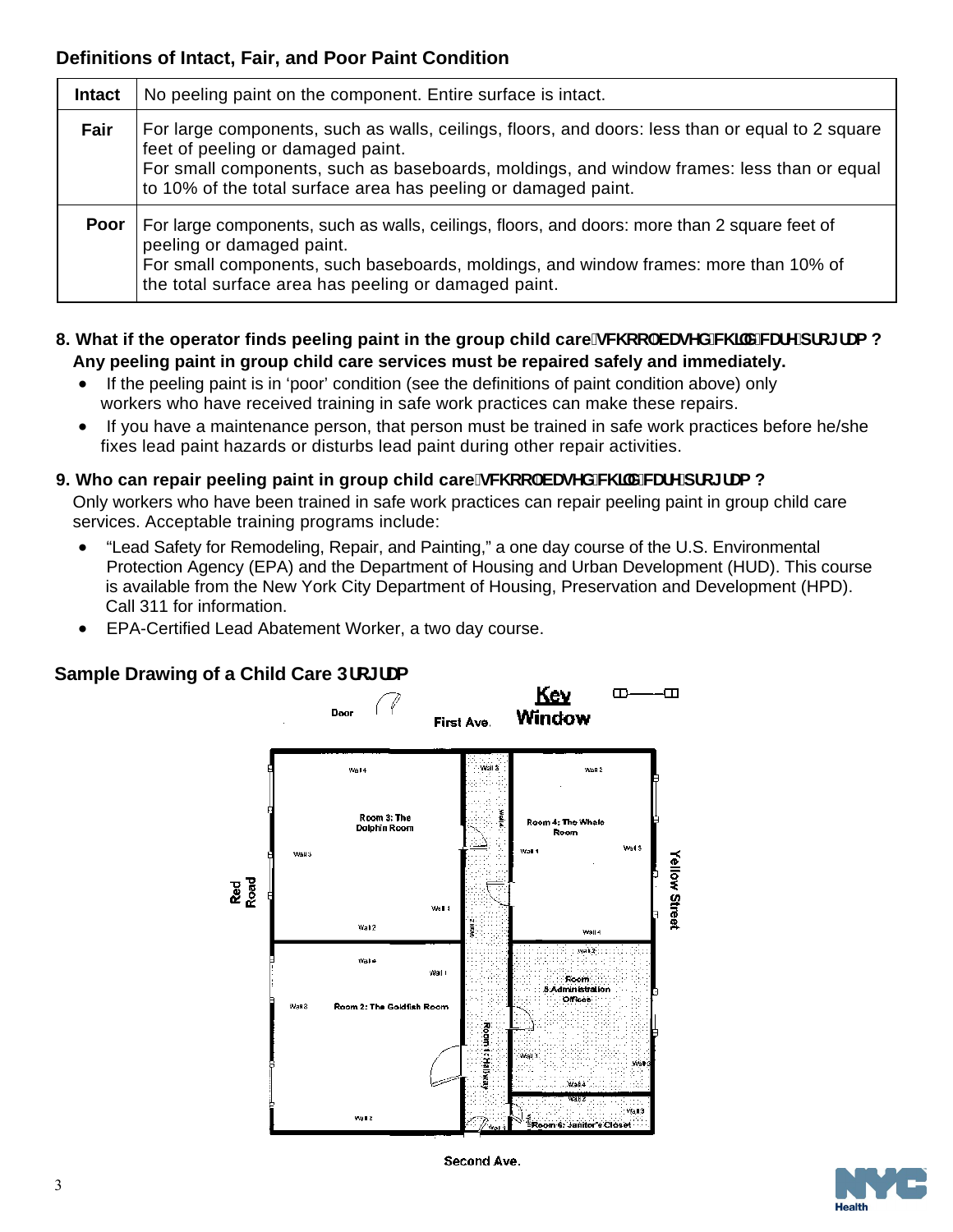## Definitions of Intact, Fair, and Poor Paint Condition

| | |
|---|---|
| **Intact** | No peeling paint on the component. Entire surface is intact. |
| **Fair** | For large components, such as walls, ceilings, floors, and doors: less than or equal to 2 square feet of peeling or damaged paint.<br>For small components, such as baseboards, moldings, and window frames: less than or equal to 10% of the total surface area has peeling or damaged paint. |
| **Poor** | For large components, such as walls, ceilings, floors, and doors: more than 2 square feet of peeling or damaged paint.<br>For small components, such baseboards, moldings, and window frames: more than 10% of the total surface area has peeling or damaged paint. |

**8. What if the operator finds peeling paint in the group child care VFKRROEDVHG FKLOG FDUH SURJUDP ?**

**Any peeling paint in group child care services must be repaired safely and immediately.**

- If the peeling paint is in 'poor' condition (see the definitions of paint condition above) only workers who have received training in safe work practices can make these repairs.
- If you have a maintenance person, that person must be trained in safe work practices before he/she fixes lead paint hazards or disturbs lead paint during other repair activities.

**9. Who can repair peeling paint in group child care VFKRROEDVHG FKLOG FDUH SURJUDP ?**

Only workers who have been trained in safe work practices can repair peeling paint in group child care services. Acceptable training programs include:

- "Lead Safety for Remodeling, Repair, and Painting," a one day course of the U.S. Environmental Protection Agency (EPA) and the Department of Housing and Urban Development (HUD). This course is available from the New York City Department of Housing, Preservation and Development (HPD). Call 311 for information.
- EPA-Certified Lead Abatement Worker, a two day course.

**Sample Drawing of a Child Care 3URJUDP**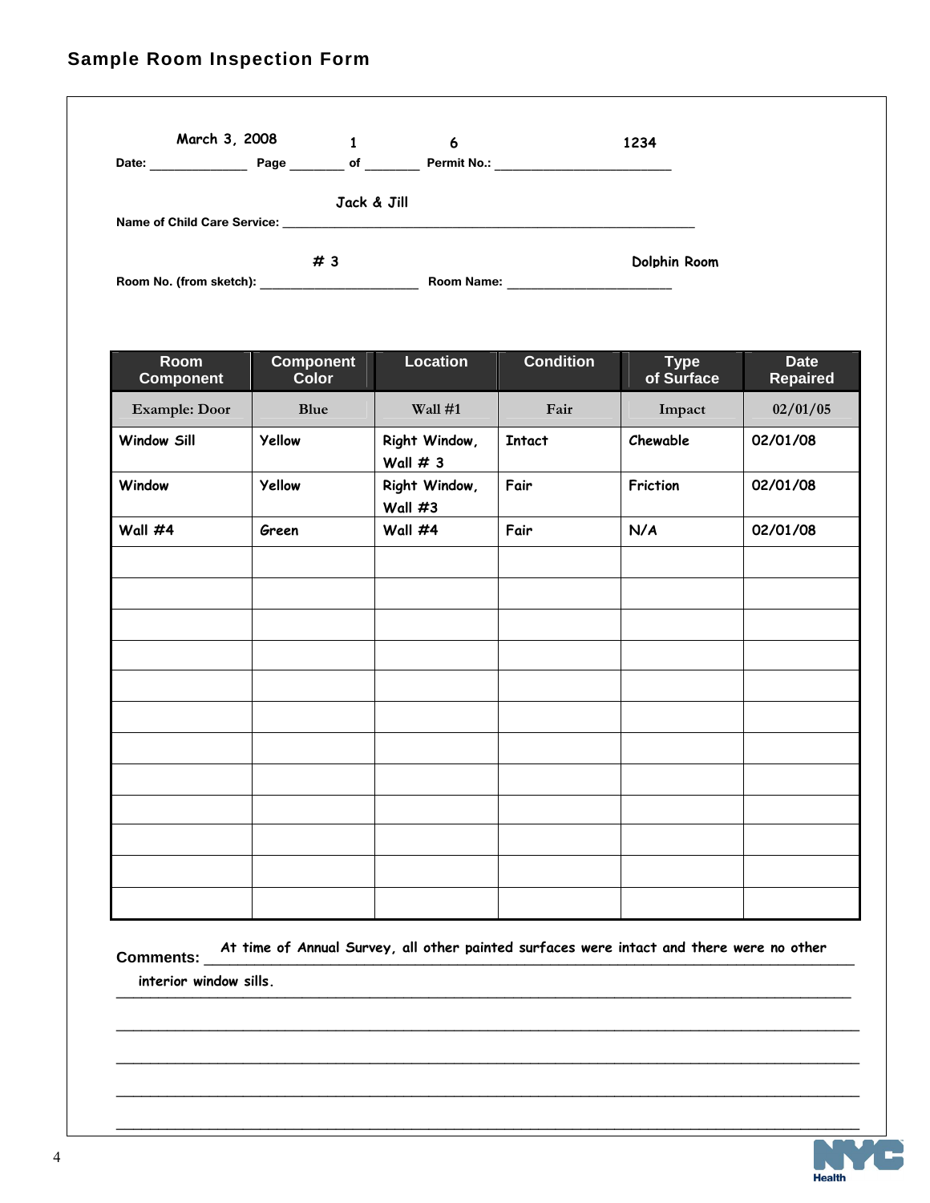## Sample Room Inspection Form

Date: March 3, 2008 Page 1 of 6 Permit No.: 1234

Name of Child Care Service: Jack & Jill

Room No. (from sketch): # 3 Room Name: Dolphin Room

| Room Component | Component Color | Location | Condition | Type of Surface | Date Repaired |
|---|---|---|---|---|---|
| Example: Door | Blue | Wall #1 | Fair | Impact | 02/01/05 |
| Window Sill | Yellow | Right Window, Wall # 3 | Intact | Chewable | 02/01/08 |
| Window | Yellow | Right Window, Wall #3 | Fair | Friction | 02/01/08 |
| Wall #4 | Green | Wall #4 | Fair | N/A | 02/01/08 |
| | | | | | |
| | | | | | |
| | | | | | |
| | | | | | |
| | | | | | |
| | | | | | |
| | | | | | |
| | | | | | |
| | | | | | |
| | | | | | |
| | | | | | |
| | | | | | |

Comments: At time of Annual Survey, all other painted surfaces were intact and there were no other interior window sills.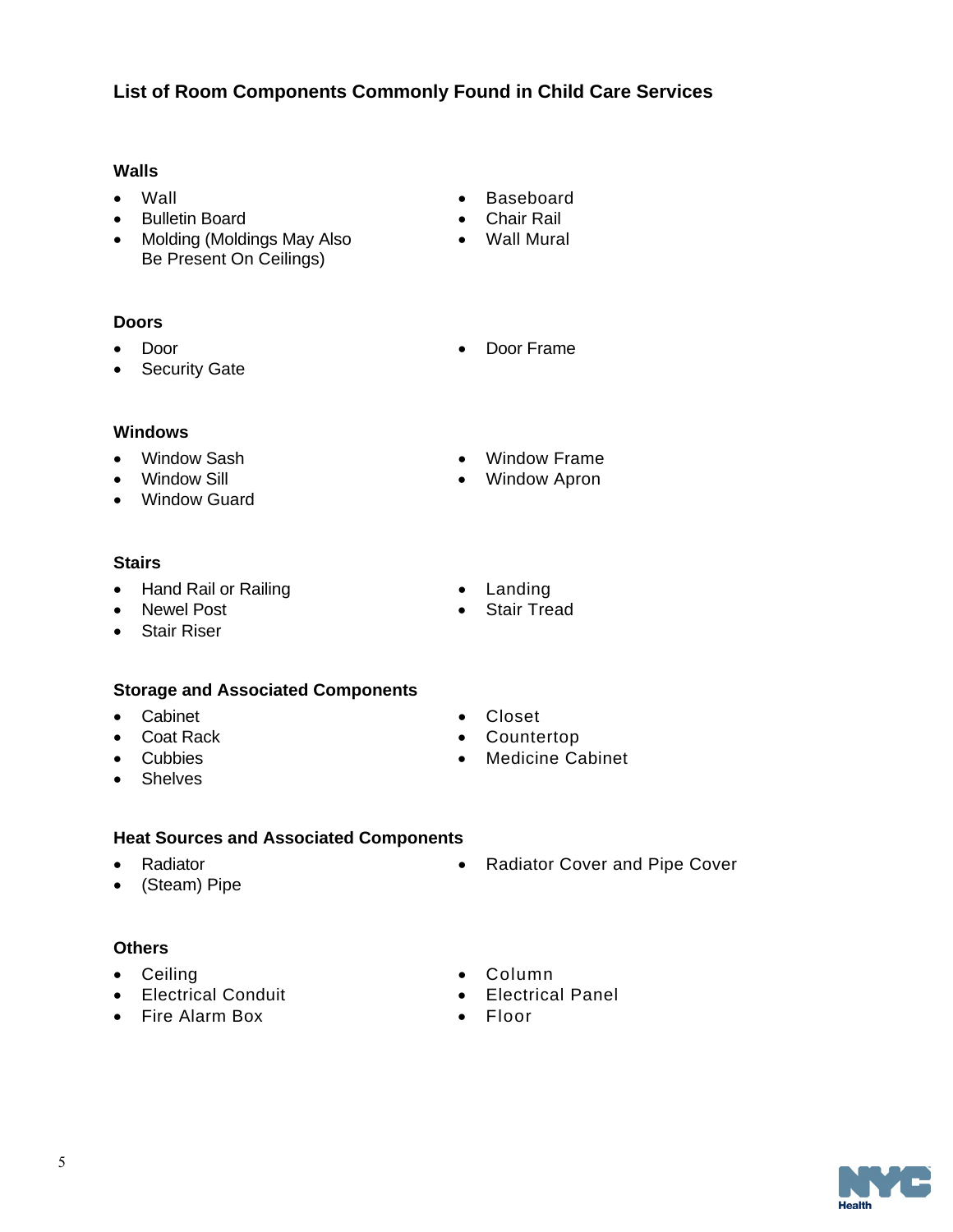## List of Room Components Commonly Found in Child Care Services

### Walls

- Wall
- Bulletin Board
- Molding (Moldings May Also Be Present On Ceilings)
- Baseboard
- Chair Rail
- Wall Mural

### Doors

- Door
- Security Gate
- Door Frame

### Windows

- Window Sash
- Window Sill
- Window Guard
- Window Frame
- Window Apron

### Stairs

- Hand Rail or Railing
- Newel Post
- Stair Riser
- Landing
- Stair Tread

### Storage and Associated Components

- Cabinet
- Coat Rack
- Cubbies
- Shelves
- Closet
- Countertop
- Medicine Cabinet

### Heat Sources and Associated Components

- Radiator
- (Steam) Pipe
- Radiator Cover and Pipe Cover

### Others

- Ceiling
- Electrical Conduit
- Fire Alarm Box
- Column
- Electrical Panel
- Floor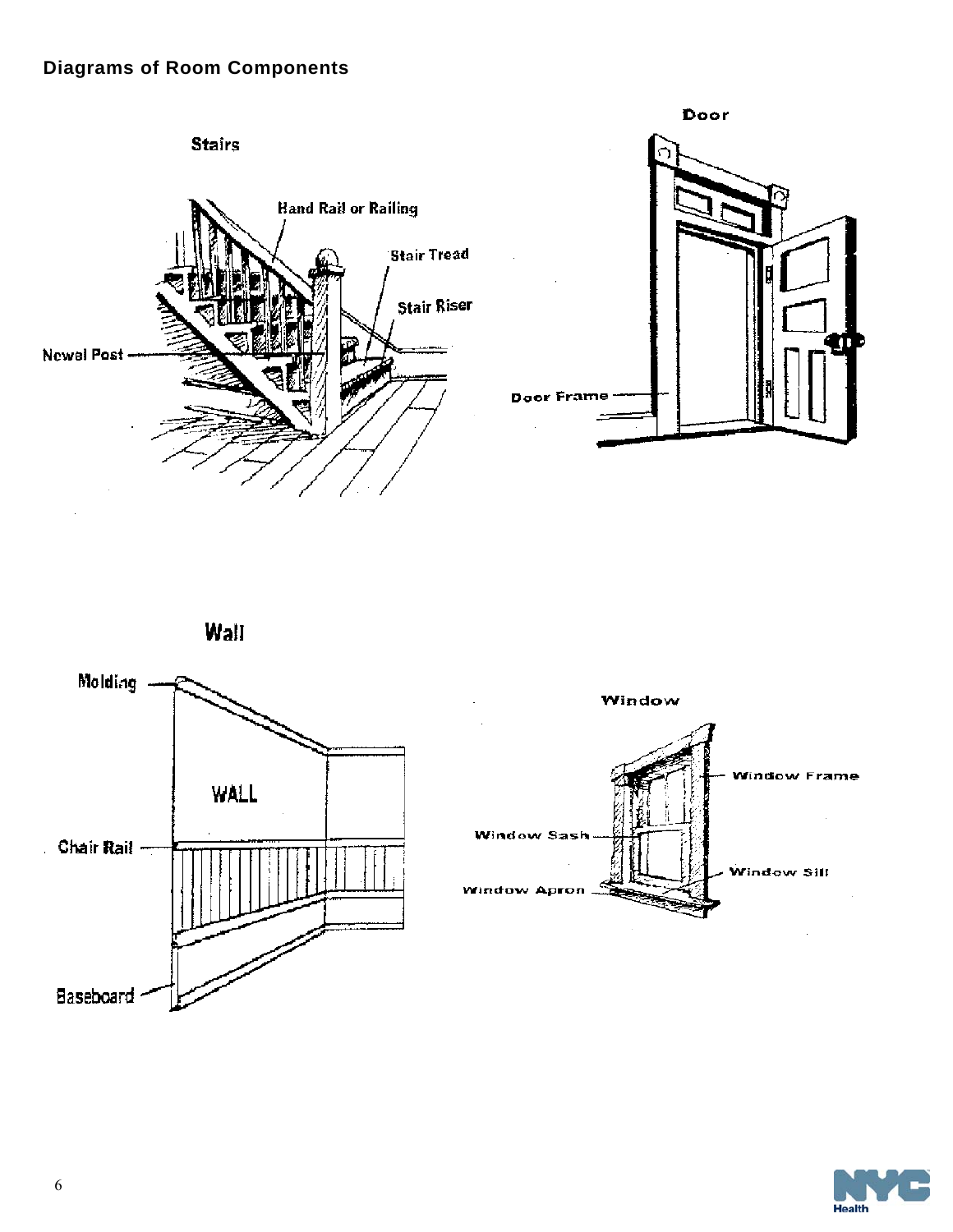**Diagrams of Room Components**

Stairs

Hand Rail or Railing

Stair Tread

Stair Riser

Newel Post

Door

Door Frame

Wall

Molding

WALL

Chair Rail

Baseboard

Window

Window Frame

Window Sash

Window Sill

Window Apron